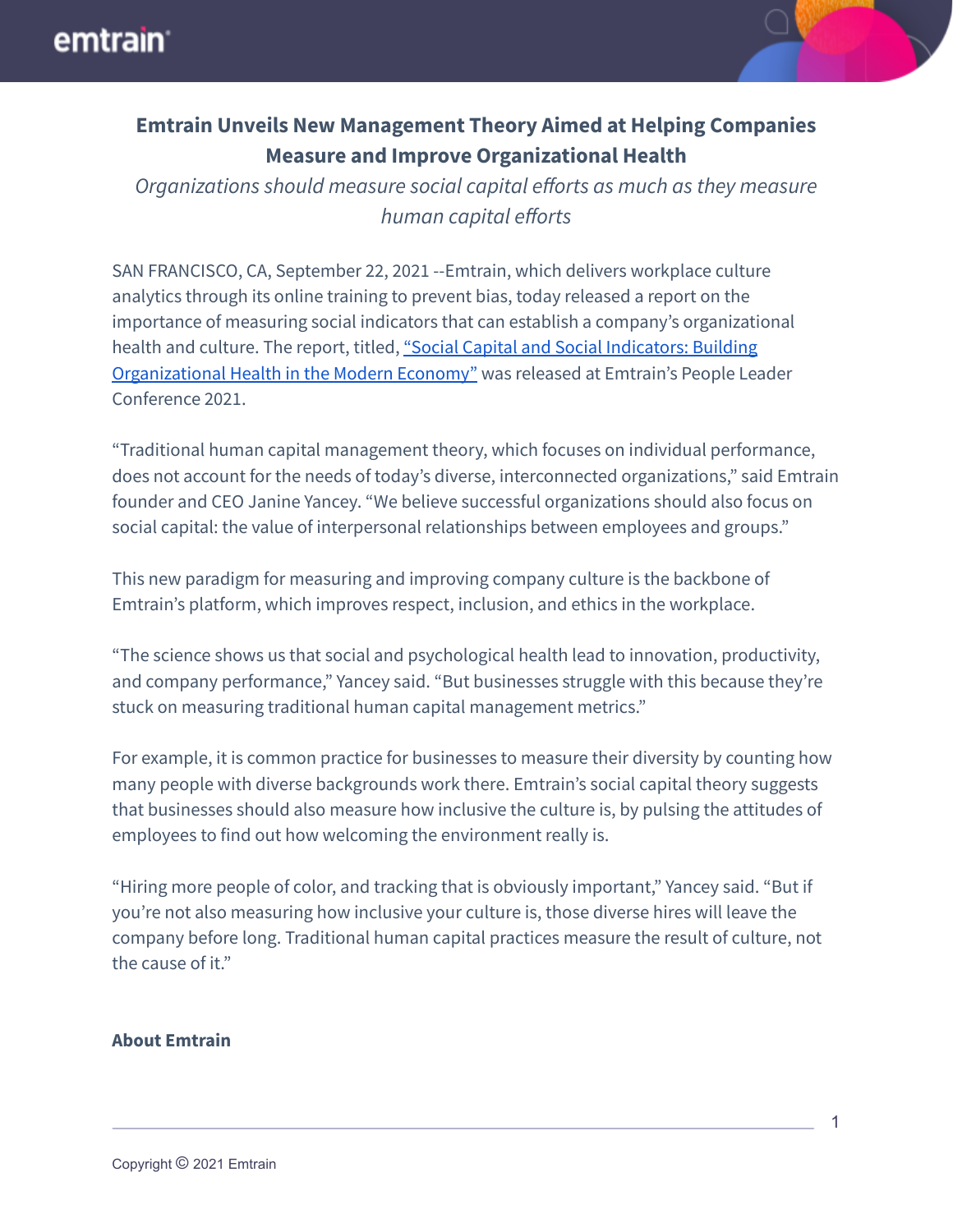# Emtrain Unveils New Management Theory Aimed at Helping Companies Measure and Improve Organizational Health

*Organizations should measure social capital efforts as much as they measure human capital efforts*

SAN FRANCISCO, CA, September 22, 2021 --Emtrain, which delivers workplace culture analytics through its online training to prevent bias, today released a report on the importance of measuring social indicators that can establish a company's organizational health and culture. The report, titled, "Social Capital and Social Indicators: Building Organizational Health in the Modern Economy" was released at Emtrain's People Leader Conference 2021.

"Traditional human capital management theory, which focuses on individual performance, does not account for the needs of today's diverse, interconnected organizations," said Emtrain founder and CEO Janine Yancey. "We believe successful organizations should also focus on social capital: the value of interpersonal relationships between employees and groups."

This new paradigm for measuring and improving company culture is the backbone of Emtrain's platform, which improves respect, inclusion, and ethics in the workplace.

"The science shows us that social and psychological health lead to innovation, productivity, and company performance," Yancey said. "But businesses struggle with this because they're stuck on measuring traditional human capital management metrics."

For example, it is common practice for businesses to measure their diversity by counting how many people with diverse backgrounds work there. Emtrain's social capital theory suggests that businesses should also measure how inclusive the culture is, by pulsing the attitudes of employees to find out how welcoming the environment really is.

"Hiring more people of color, and tracking that is obviously important," Yancey said. "But if you're not also measuring how inclusive your culture is, those diverse hires will leave the company before long. Traditional human capital practices measure the result of culture, not the cause of it."

**About Emtrain**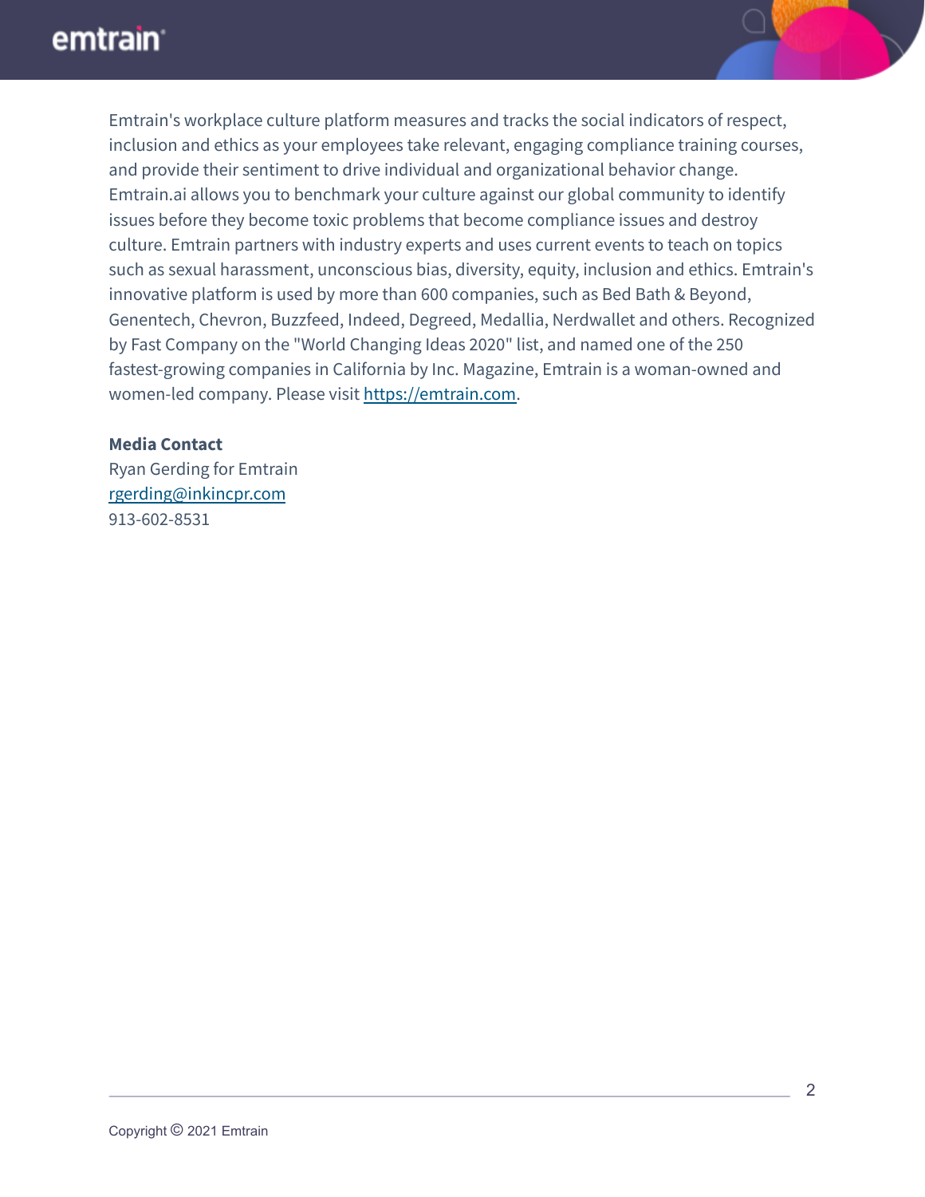Emtrain's workplace culture platform measures and tracks the social indicators of respect, inclusion and ethics as your employees take relevant, engaging compliance training courses, and provide their sentiment to drive individual and organizational behavior change. Emtrain.ai allows you to benchmark your culture against our global community to identify issues before they become toxic problems that become compliance issues and destroy culture. Emtrain partners with industry experts and uses current events to teach on topics such as sexual harassment, unconscious bias, diversity, equity, inclusion and ethics. Emtrain's innovative platform is used by more than 600 companies, such as Bed Bath & Beyond, Genentech, Chevron, Buzzfeed, Indeed, Degreed, Medallia, Nerdwallet and others. Recognized by Fast Company on the "World Changing Ideas 2020" list, and named one of the 250 fastest-growing companies in California by Inc. Magazine, Emtrain is a woman-owned and women-led company. Please visit https://emtrain.com.

**Media Contact**
Ryan Gerding for Emtrain
rgerding@inkincpr.com
913-602-8531